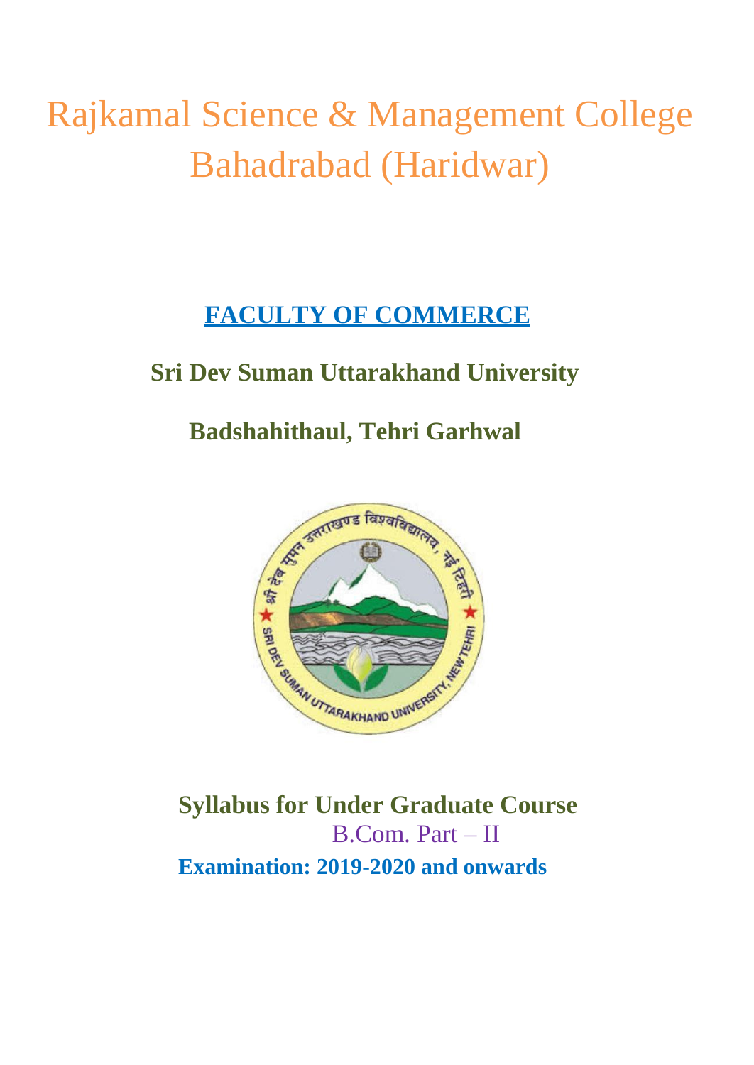# Rajkamal Science & Management College Bahadrabad (Haridwar)

## FACULTY OF COMMERCE

**Sri Dev Suman Uttarakhand University**

**Badshahithaul, Tehri Garhwal**

**Syllabus for Under Graduate Course**

B.Com. Part – II

**Examination: 2019-2020 and onwards**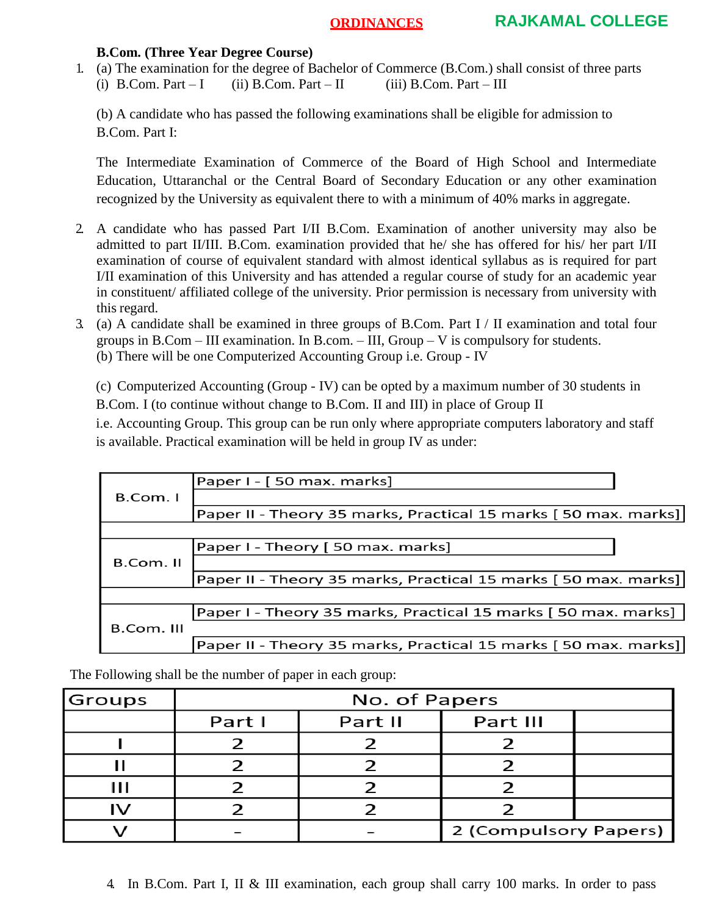**B.Com. (Three Year Degree Course)**

1. (a) The examination for the degree of Bachelor of Commerce (B.Com.) shall consist of three parts
   (i) B.Com. Part – I (ii) B.Com. Part – II (iii) B.Com. Part – III

   (b) A candidate who has passed the following examinations shall be eligible for admission to B.Com. Part I:

   The Intermediate Examination of Commerce of the Board of High School and Intermediate Education, Uttaranchal or the Central Board of Secondary Education or any other examination recognized by the University as equivalent there to with a minimum of 40% marks in aggregate.

2. A candidate who has passed Part I/II B.Com. Examination of another university may also be admitted to part II/III. B.Com. examination provided that he/ she has offered for his/ her part I/II examination of course of equivalent standard with almost identical syllabus as is required for part I/II examination of this University and has attended a regular course of study for an academic year in constituent/ affiliated college of the university. Prior permission is necessary from university with this regard.

3. (a) A candidate shall be examined in three groups of B.Com. Part I / II examination and total four groups in B.Com – III examination. In B.com. – III, Group – V is compulsory for students.
   (b) There will be one Computerized Accounting Group i.e. Group - IV

   (c) Computerized Accounting (Group - IV) can be opted by a maximum number of 30 students in B.Com. I (to continue without change to B.Com. II and III) in place of Group II
   i.e. Accounting Group. This group can be run only where appropriate computers laboratory and staff is available. Practical examination will be held in group IV as under:

| | |
|---|---|
| B.Com. I | Paper I - [ 50 max. marks] |
| | Paper II - Theory 35 marks, Practical 15 marks [ 50 max. marks] |
| B.Com. II | Paper I - Theory [ 50 max. marks] |
| | Paper II - Theory 35 marks, Practical 15 marks [ 50 max. marks] |
| B.Com. III | Paper I - Theory 35 marks, Practical 15 marks [ 50 max. marks] |
| | Paper II - Theory 35 marks, Practical 15 marks [ 50 max. marks] |

The Following shall be the number of paper in each group:

| Groups | No. of Papers | | | |
|---|---|---|---|---|
| | Part I | Part II | Part III | |
| I | 2 | 2 | 2 | |
| II | 2 | 2 | 2 | |
| III | 2 | 2 | 2 | |
| IV | 2 | 2 | 2 | |
| V | – | – | 2 (Compulsory Papers) | |

4. In B.Com. Part I, II & III examination, each group shall carry 100 marks. In order to pass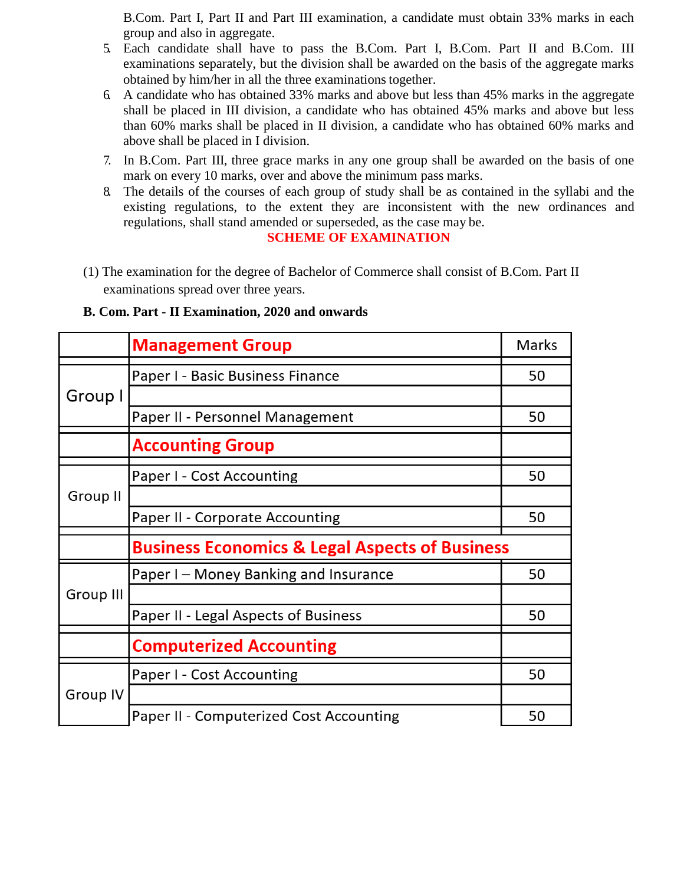B.Com. Part I, Part II and Part III examination, a candidate must obtain 33% marks in each group and also in aggregate.

5. Each candidate shall have to pass the B.Com. Part I, B.Com. Part II and B.Com. III examinations separately, but the division shall be awarded on the basis of the aggregate marks obtained by him/her in all the three examinations together.
6. A candidate who has obtained 33% marks and above but less than 45% marks in the aggregate shall be placed in III division, a candidate who has obtained 45% marks and above but less than 60% marks shall be placed in II division, a candidate who has obtained 60% marks and above shall be placed in I division.
7. In B.Com. Part III, three grace marks in any one group shall be awarded on the basis of one mark on every 10 marks, over and above the minimum pass marks.
8. The details of the courses of each group of study shall be as contained in the syllabi and the existing regulations, to the extent they are inconsistent with the new ordinances and regulations, shall stand amended or superseded, as the case may be.

## SCHEME OF EXAMINATION

(1) The examination for the degree of Bachelor of Commerce shall consist of B.Com. Part II examinations spread over three years.

**B. Com. Part - II Examination, 2020 and onwards**

| | **Management Group** | Marks |
|---|---|---|
| Group I | Paper I - Basic Business Finance | 50 |
| | Paper II - Personnel Management | 50 |
| | **Accounting Group** | |
| Group II | Paper I - Cost Accounting | 50 |
| | Paper II - Corporate Accounting | 50 |
| | **Business Economics & Legal Aspects of Business** | |
| Group III | Paper I – Money Banking and Insurance | 50 |
| | Paper II - Legal Aspects of Business | 50 |
| | **Computerized Accounting** | |
| Group IV | Paper I - Cost Accounting | 50 |
| | Paper II - Computerized Cost Accounting | 50 |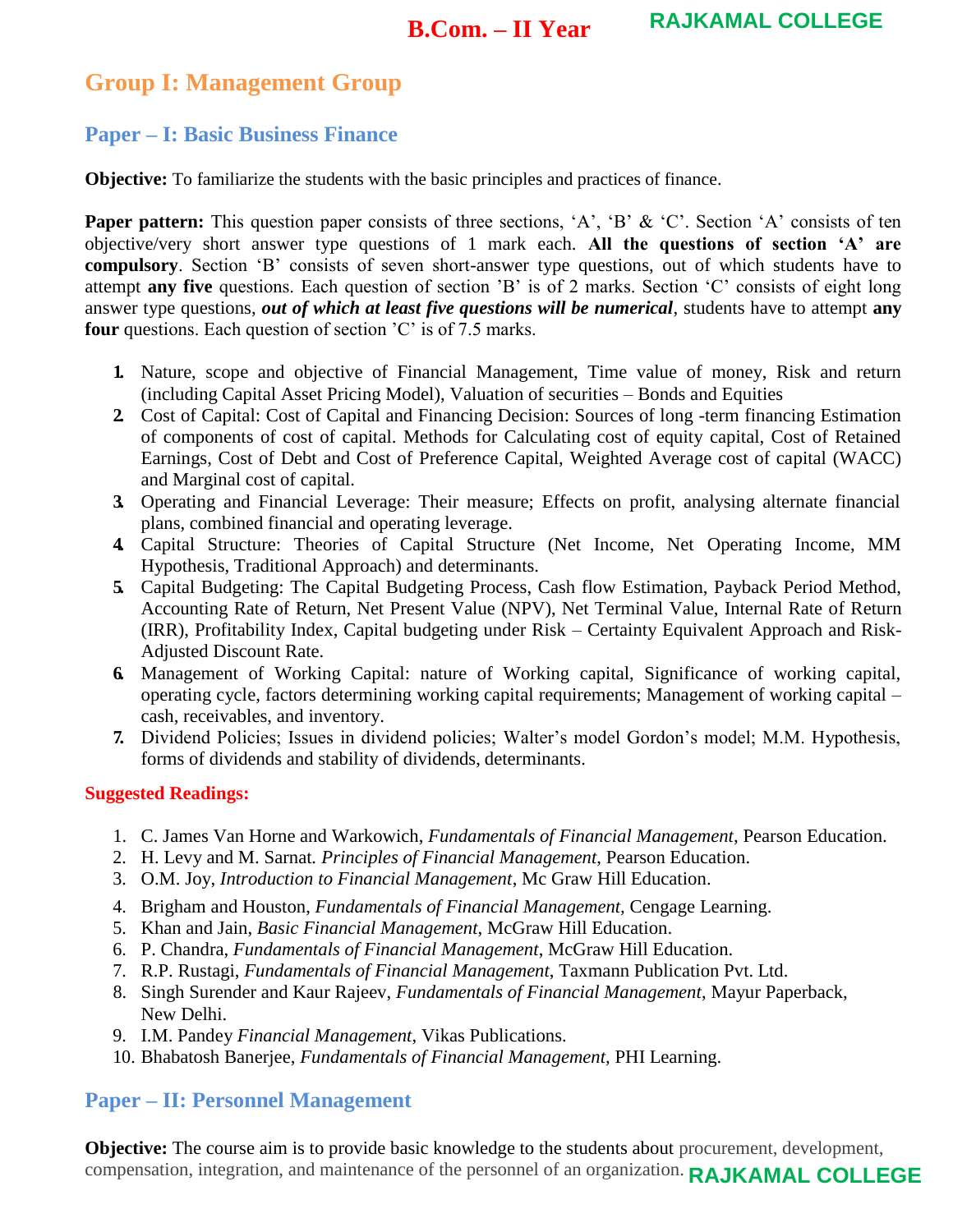## Group I: Management Group

### Paper – I: Basic Business Finance

**Objective:** To familiarize the students with the basic principles and practices of finance.

**Paper pattern:** This question paper consists of three sections, 'A', 'B' & 'C'. Section 'A' consists of ten objective/very short answer type questions of 1 mark each. **All the questions of section 'A' are compulsory**. Section 'B' consists of seven short-answer type questions, out of which students have to attempt **any five** questions. Each question of section 'B' is of 2 marks. Section 'C' consists of eight long answer type questions, ***out of which at least five questions will be numerical***, students have to attempt **any four** questions. Each question of section 'C' is of 7.5 marks.

1. Nature, scope and objective of Financial Management, Time value of money, Risk and return (including Capital Asset Pricing Model), Valuation of securities – Bonds and Equities
2. Cost of Capital: Cost of Capital and Financing Decision: Sources of long -term financing Estimation of components of cost of capital. Methods for Calculating cost of equity capital, Cost of Retained Earnings, Cost of Debt and Cost of Preference Capital, Weighted Average cost of capital (WACC) and Marginal cost of capital.
3. Operating and Financial Leverage: Their measure; Effects on profit, analysing alternate financial plans, combined financial and operating leverage.
4. Capital Structure: Theories of Capital Structure (Net Income, Net Operating Income, MM Hypothesis, Traditional Approach) and determinants.
5. Capital Budgeting: The Capital Budgeting Process, Cash flow Estimation, Payback Period Method, Accounting Rate of Return, Net Present Value (NPV), Net Terminal Value, Internal Rate of Return (IRR), Profitability Index, Capital budgeting under Risk – Certainty Equivalent Approach and Risk-Adjusted Discount Rate.
6. Management of Working Capital: nature of Working capital, Significance of working capital, operating cycle, factors determining working capital requirements; Management of working capital – cash, receivables, and inventory.
7. Dividend Policies; Issues in dividend policies; Walter's model Gordon's model; M.M. Hypothesis, forms of dividends and stability of dividends, determinants.

**Suggested Readings:**

1. C. James Van Horne and Warkowich, *Fundamentals of Financial Management*, Pearson Education.
2. H. Levy and M. Sarnat. *Principles of Financial Management*, Pearson Education.
3. O.M. Joy, *Introduction to Financial Management*, Mc Graw Hill Education.
4. Brigham and Houston, *Fundamentals of Financial Management,* Cengage Learning.
5. Khan and Jain, *Basic Financial Management*, McGraw Hill Education.
6. P. Chandra, *Fundamentals of Financial Management*, McGraw Hill Education.
7. R.P. Rustagi, *Fundamentals of Financial Management*, Taxmann Publication Pvt. Ltd.
8. Singh Surender and Kaur Rajeev, *Fundamentals of Financial Management*, Mayur Paperback, New Delhi.
9. I.M. Pandey *Financial Management*, Vikas Publications.
10. Bhabatosh Banerjee, *Fundamentals of Financial Management,* PHI Learning.

### Paper – II: Personnel Management

**Objective:** The course aim is to provide basic knowledge to the students about procurement, development, compensation, integration, and maintenance of the personnel of an organization.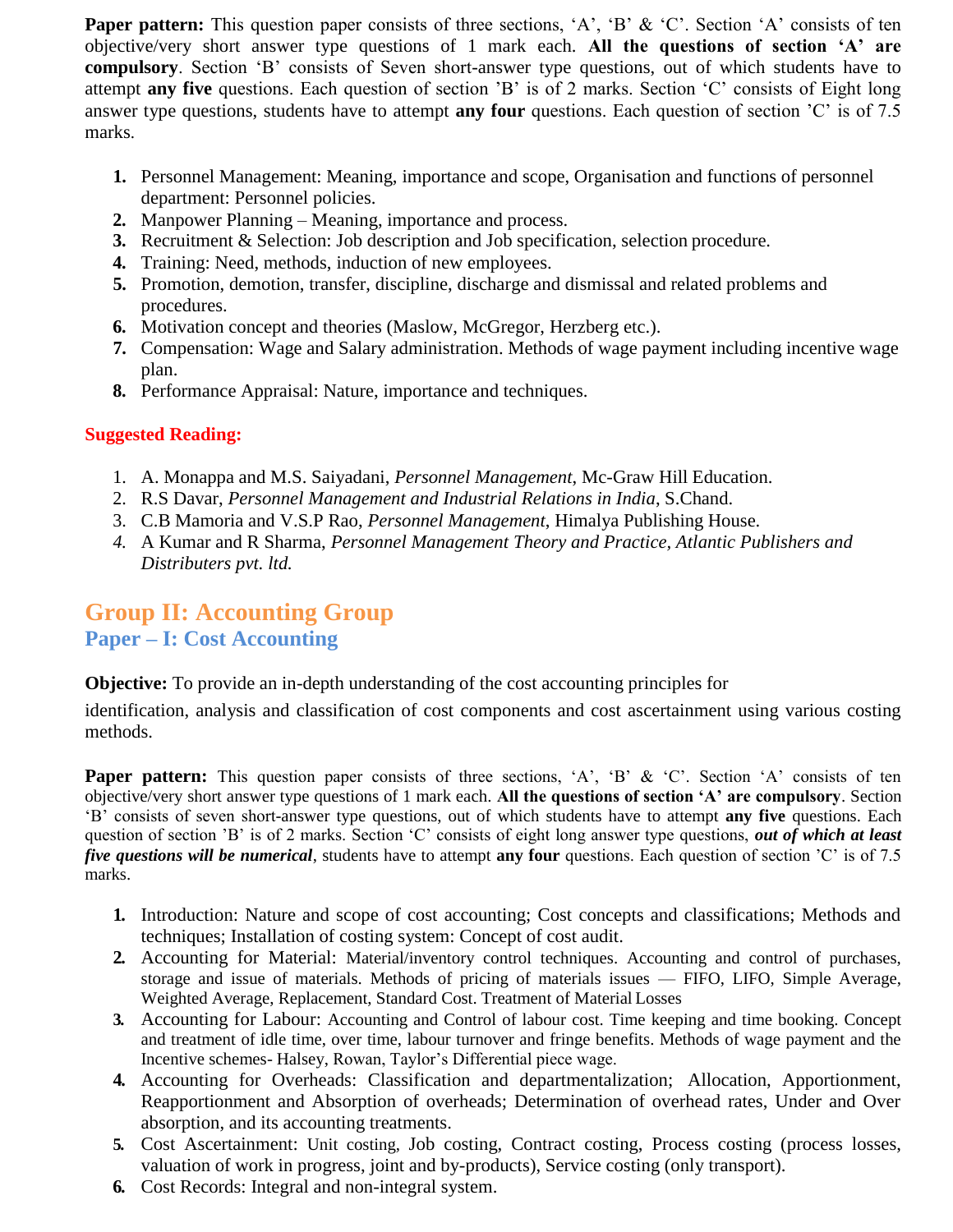**Paper pattern:** This question paper consists of three sections, 'A', 'B' & 'C'. Section 'A' consists of ten objective/very short answer type questions of 1 mark each. **All the questions of section 'A' are compulsory**. Section 'B' consists of Seven short-answer type questions, out of which students have to attempt **any five** questions. Each question of section 'B' is of 2 marks. Section 'C' consists of Eight long answer type questions, students have to attempt **any four** questions. Each question of section 'C' is of 7.5 marks.

1. Personnel Management: Meaning, importance and scope, Organisation and functions of personnel department: Personnel policies.
2. Manpower Planning – Meaning, importance and process.
3. Recruitment & Selection: Job description and Job specification, selection procedure.
4. Training: Need, methods, induction of new employees.
5. Promotion, demotion, transfer, discipline, discharge and dismissal and related problems and procedures.
6. Motivation concept and theories (Maslow, McGregor, Herzberg etc.).
7. Compensation: Wage and Salary administration. Methods of wage payment including incentive wage plan.
8. Performance Appraisal: Nature, importance and techniques.

**Suggested Reading:**

1. A. Monappa and M.S. Saiyadani, *Personnel Management*, Mc-Graw Hill Education.
2. R.S Davar, *Personnel Management and Industrial Relations in India*, S.Chand.
3. C.B Mamoria and V.S.P Rao, *Personnel Management*, Himalya Publishing House.
4. A Kumar and R Sharma, *Personnel Management Theory and Practice, Atlantic Publishers and Distributers pvt. ltd.*

## Group II: Accounting Group

### Paper – I: Cost Accounting

**Objective:** To provide an in-depth understanding of the cost accounting principles for identification, analysis and classification of cost components and cost ascertainment using various costing methods.

**Paper pattern:** This question paper consists of three sections, 'A', 'B' & 'C'. Section 'A' consists of ten objective/very short answer type questions of 1 mark each. **All the questions of section 'A' are compulsory**. Section 'B' consists of seven short-answer type questions, out of which students have to attempt **any five** questions. Each question of section 'B' is of 2 marks. Section 'C' consists of eight long answer type questions, ***out of which at least five questions will be numerical***, students have to attempt **any four** questions. Each question of section 'C' is of 7.5 marks.

1. Introduction: Nature and scope of cost accounting; Cost concepts and classifications; Methods and techniques; Installation of costing system: Concept of cost audit.
2. Accounting for Material: Material/inventory control techniques. Accounting and control of purchases, storage and issue of materials. Methods of pricing of materials issues — FIFO, LIFO, Simple Average, Weighted Average, Replacement, Standard Cost. Treatment of Material Losses
3. Accounting for Labour: Accounting and Control of labour cost. Time keeping and time booking. Concept and treatment of idle time, over time, labour turnover and fringe benefits. Methods of wage payment and the Incentive schemes- Halsey, Rowan, Taylor's Differential piece wage.
4. Accounting for Overheads: Classification and departmentalization; Allocation, Apportionment, Reapportionment and Absorption of overheads; Determination of overhead rates, Under and Over absorption, and its accounting treatments.
5. Cost Ascertainment: Unit costing, Job costing, Contract costing, Process costing (process losses, valuation of work in progress, joint and by-products), Service costing (only transport).
6. Cost Records: Integral and non-integral system.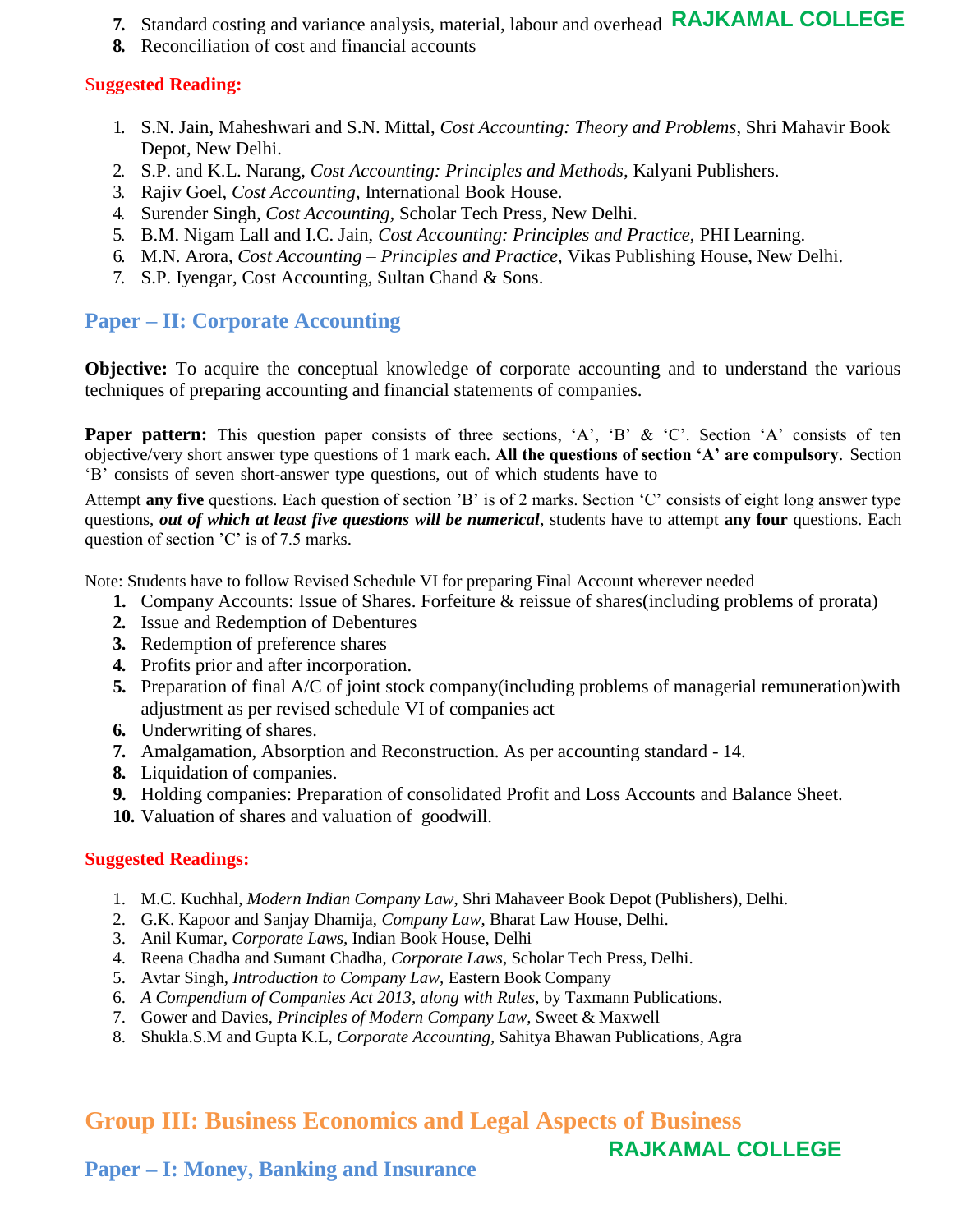7. Standard costing and variance analysis, material, labour and overhead
8. Reconciliation of cost and financial accounts

**Suggested Reading:**

1. S.N. Jain, Maheshwari and S.N. Mittal, *Cost Accounting: Theory and Problems*, Shri Mahavir Book Depot, New Delhi.
2. S.P. and K.L. Narang, *Cost Accounting: Principles and Methods,* Kalyani Publishers.
3. Rajiv Goel, *Cost Accounting*, International Book House.
4. Surender Singh, *Cost Accounting,* Scholar Tech Press, New Delhi.
5. B.M. Nigam Lall and I.C. Jain, *Cost Accounting: Principles and Practice*, PHI Learning.
6. M.N. Arora, *Cost Accounting – Principles and Practice,* Vikas Publishing House, New Delhi.
7. S.P. Iyengar, Cost Accounting, Sultan Chand & Sons.

### Paper – II: Corporate Accounting

**Objective:** To acquire the conceptual knowledge of corporate accounting and to understand the various techniques of preparing accounting and financial statements of companies.

**Paper pattern:** This question paper consists of three sections, 'A', 'B' & 'C'. Section 'A' consists of ten objective/very short answer type questions of 1 mark each. **All the questions of section 'A' are compulsory**. Section 'B' consists of seven short-answer type questions, out of which students have to

Attempt **any five** questions. Each question of section 'B' is of 2 marks. Section 'C' consists of eight long answer type questions, ***out of which at least five questions will be numerical***, students have to attempt **any four** questions. Each question of section 'C' is of 7.5 marks.

Note: Students have to follow Revised Schedule VI for preparing Final Account wherever needed

1. Company Accounts: Issue of Shares. Forfeiture & reissue of shares(including problems of prorata)
2. Issue and Redemption of Debentures
3. Redemption of preference shares
4. Profits prior and after incorporation.
5. Preparation of final A/C of joint stock company(including problems of managerial remuneration)with adjustment as per revised schedule VI of companies act
6. Underwriting of shares.
7. Amalgamation, Absorption and Reconstruction. As per accounting standard - 14.
8. Liquidation of companies.
9. Holding companies: Preparation of consolidated Profit and Loss Accounts and Balance Sheet.
10. Valuation of shares and valuation of goodwill.

**Suggested Readings:**

1. M.C. Kuchhal, *Modern Indian Company Law*, Shri Mahaveer Book Depot (Publishers), Delhi.
2. G.K. Kapoor and Sanjay Dhamija, *Company Law*, Bharat Law House, Delhi.
3. Anil Kumar, *Corporate Laws,* Indian Book House, Delhi
4. Reena Chadha and Sumant Chadha, *Corporate Laws*, Scholar Tech Press, Delhi.
5. Avtar Singh, *Introduction to Company Law*, Eastern Book Company
6. *A Compendium of Companies Act 2013, along with Rules*, by Taxmann Publications.
7. Gower and Davies, *Principles of Modern Company Law*, Sweet & Maxwell
8. Shukla.S.M and Gupta K.L, *Corporate Accounting*, Sahitya Bhawan Publications, Agra

## Group III: Business Economics and Legal Aspects of Business

### Paper – I: Money, Banking and Insurance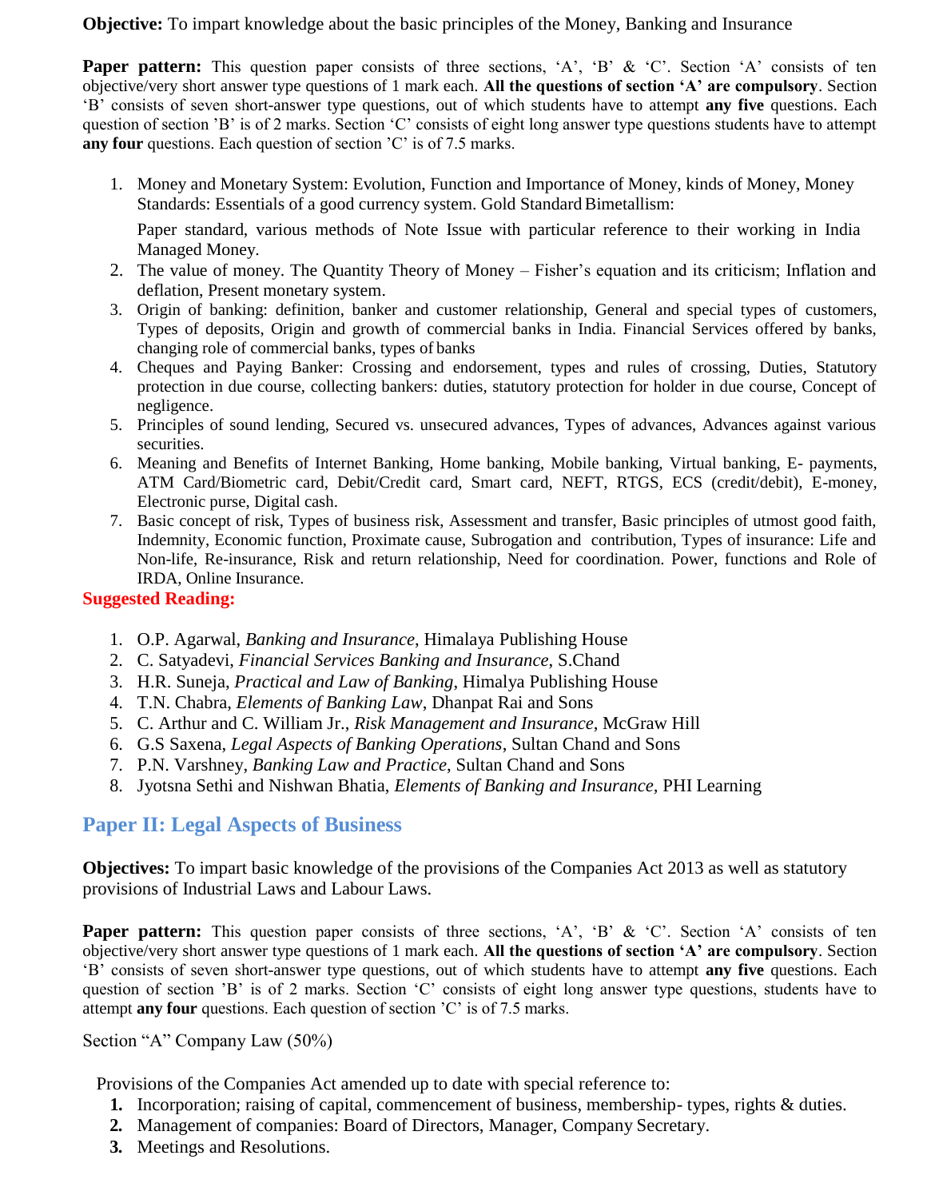**Objective:** To impart knowledge about the basic principles of the Money, Banking and Insurance

**Paper pattern:** This question paper consists of three sections, 'A', 'B' & 'C'. Section 'A' consists of ten objective/very short answer type questions of 1 mark each. **All the questions of section 'A' are compulsory**. Section 'B' consists of seven short-answer type questions, out of which students have to attempt **any five** questions. Each question of section 'B' is of 2 marks. Section 'C' consists of eight long answer type questions students have to attempt **any four** questions. Each question of section 'C' is of 7.5 marks.

1. Money and Monetary System: Evolution, Function and Importance of Money, kinds of Money, Money Standards: Essentials of a good currency system. Gold Standard Bimetallism:

   Paper standard, various methods of Note Issue with particular reference to their working in India Managed Money.
2. The value of money. The Quantity Theory of Money – Fisher's equation and its criticism; Inflation and deflation, Present monetary system.
3. Origin of banking: definition, banker and customer relationship, General and special types of customers, Types of deposits, Origin and growth of commercial banks in India. Financial Services offered by banks, changing role of commercial banks, types of banks
4. Cheques and Paying Banker: Crossing and endorsement, types and rules of crossing, Duties, Statutory protection in due course, collecting bankers: duties, statutory protection for holder in due course, Concept of negligence.
5. Principles of sound lending, Secured vs. unsecured advances, Types of advances, Advances against various securities.
6. Meaning and Benefits of Internet Banking, Home banking, Mobile banking, Virtual banking, E- payments, ATM Card/Biometric card, Debit/Credit card, Smart card, NEFT, RTGS, ECS (credit/debit), E-money, Electronic purse, Digital cash.
7. Basic concept of risk, Types of business risk, Assessment and transfer, Basic principles of utmost good faith, Indemnity, Economic function, Proximate cause, Subrogation and contribution, Types of insurance: Life and Non-life, Re-insurance, Risk and return relationship, Need for coordination. Power, functions and Role of IRDA, Online Insurance.

**Suggested Reading:**

1. O.P. Agarwal, *Banking and Insurance*, Himalaya Publishing House
2. C. Satyadevi, *Financial Services Banking and Insurance*, S.Chand
3. H.R. Suneja, *Practical and Law of Banking*, Himalya Publishing House
4. T.N. Chabra, *Elements of Banking Law*, Dhanpat Rai and Sons
5. C. Arthur and C. William Jr., *Risk Management and Insurance*, McGraw Hill
6. G.S Saxena, *Legal Aspects of Banking Operations*, Sultan Chand and Sons
7. P.N. Varshney, *Banking Law and Practice*, Sultan Chand and Sons
8. Jyotsna Sethi and Nishwan Bhatia, *Elements of Banking and Insurance*, PHI Learning

## Paper II: Legal Aspects of Business

**Objectives:** To impart basic knowledge of the provisions of the Companies Act 2013 as well as statutory provisions of Industrial Laws and Labour Laws.

**Paper pattern:** This question paper consists of three sections, 'A', 'B' & 'C'. Section 'A' consists of ten objective/very short answer type questions of 1 mark each. **All the questions of section 'A' are compulsory**. Section 'B' consists of seven short-answer type questions, out of which students have to attempt **any five** questions. Each question of section 'B' is of 2 marks. Section 'C' consists of eight long answer type questions, students have to attempt **any four** questions. Each question of section 'C' is of 7.5 marks.

Section "A" Company Law (50%)

Provisions of the Companies Act amended up to date with special reference to:

1. Incorporation; raising of capital, commencement of business, membership- types, rights & duties.
2. Management of companies: Board of Directors, Manager, Company Secretary.
3. Meetings and Resolutions.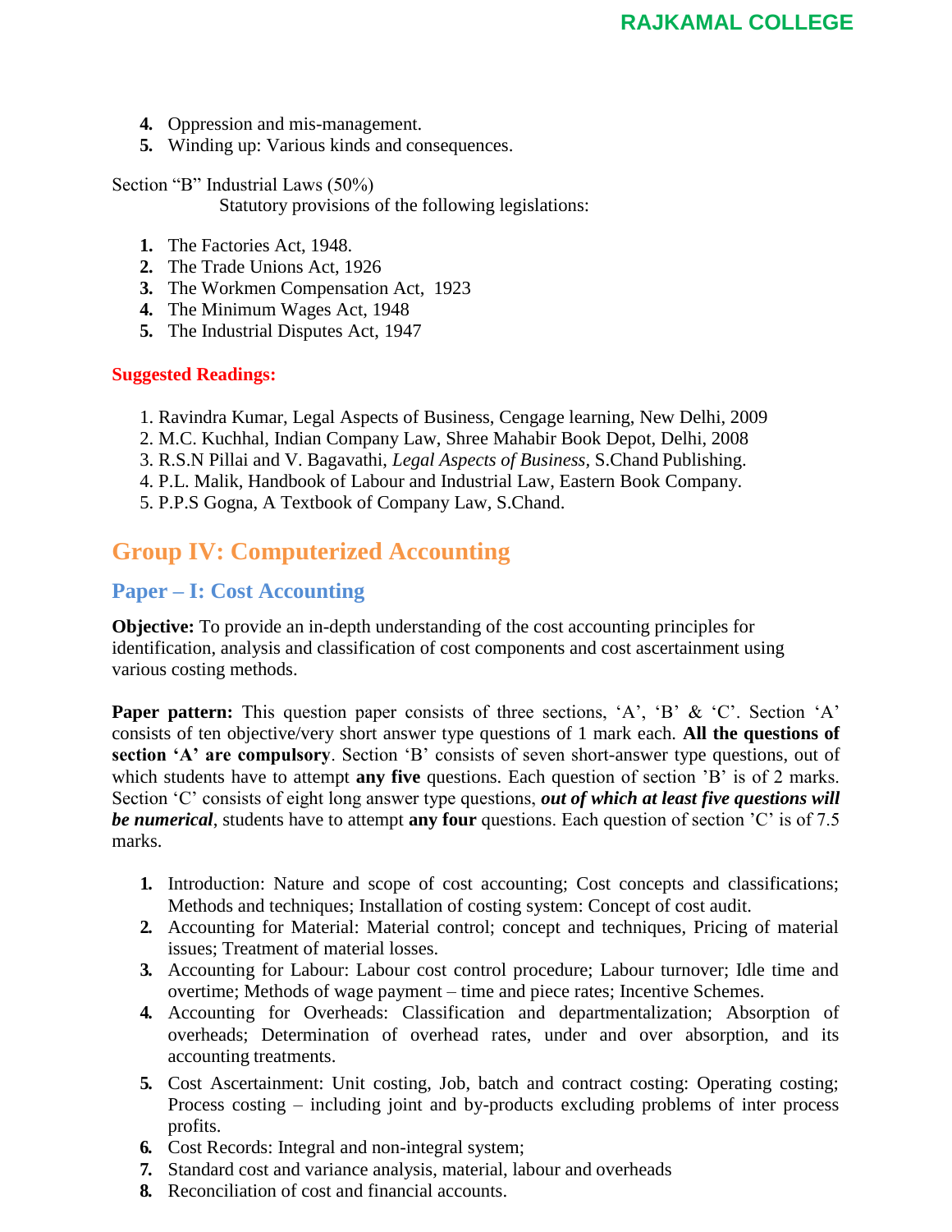4. Oppression and mis-management.
5. Winding up: Various kinds and consequences.

Section "B" Industrial Laws (50%)

Statutory provisions of the following legislations:

1. The Factories Act, 1948.
2. The Trade Unions Act, 1926
3. The Workmen Compensation Act, 1923
4. The Minimum Wages Act, 1948
5. The Industrial Disputes Act, 1947

**Suggested Readings:**

1. Ravindra Kumar, Legal Aspects of Business, Cengage learning, New Delhi, 2009
2. M.C. Kuchhal, Indian Company Law, Shree Mahabir Book Depot, Delhi, 2008
3. R.S.N Pillai and V. Bagavathi, *Legal Aspects of Business*, S.Chand Publishing.
4. P.L. Malik, Handbook of Labour and Industrial Law, Eastern Book Company.
5. P.P.S Gogna, A Textbook of Company Law, S.Chand.

## Group IV: Computerized Accounting

### Paper – I: Cost Accounting

**Objective:** To provide an in-depth understanding of the cost accounting principles for identification, analysis and classification of cost components and cost ascertainment using various costing methods.

**Paper pattern:** This question paper consists of three sections, 'A', 'B' & 'C'. Section 'A' consists of ten objective/very short answer type questions of 1 mark each. **All the questions of section 'A' are compulsory**. Section 'B' consists of seven short-answer type questions, out of which students have to attempt **any five** questions. Each question of section 'B' is of 2 marks. Section 'C' consists of eight long answer type questions, ***out of which at least five questions will be numerical***, students have to attempt **any four** questions. Each question of section 'C' is of 7.5 marks.

1. Introduction: Nature and scope of cost accounting; Cost concepts and classifications; Methods and techniques; Installation of costing system: Concept of cost audit.
2. Accounting for Material: Material control; concept and techniques, Pricing of material issues; Treatment of material losses.
3. Accounting for Labour: Labour cost control procedure; Labour turnover; Idle time and overtime; Methods of wage payment – time and piece rates; Incentive Schemes.
4. Accounting for Overheads: Classification and departmentalization; Absorption of overheads; Determination of overhead rates, under and over absorption, and its accounting treatments.
5. Cost Ascertainment: Unit costing, Job, batch and contract costing: Operating costing; Process costing – including joint and by-products excluding problems of inter process profits.
6. Cost Records: Integral and non-integral system;
7. Standard cost and variance analysis, material, labour and overheads
8. Reconciliation of cost and financial accounts.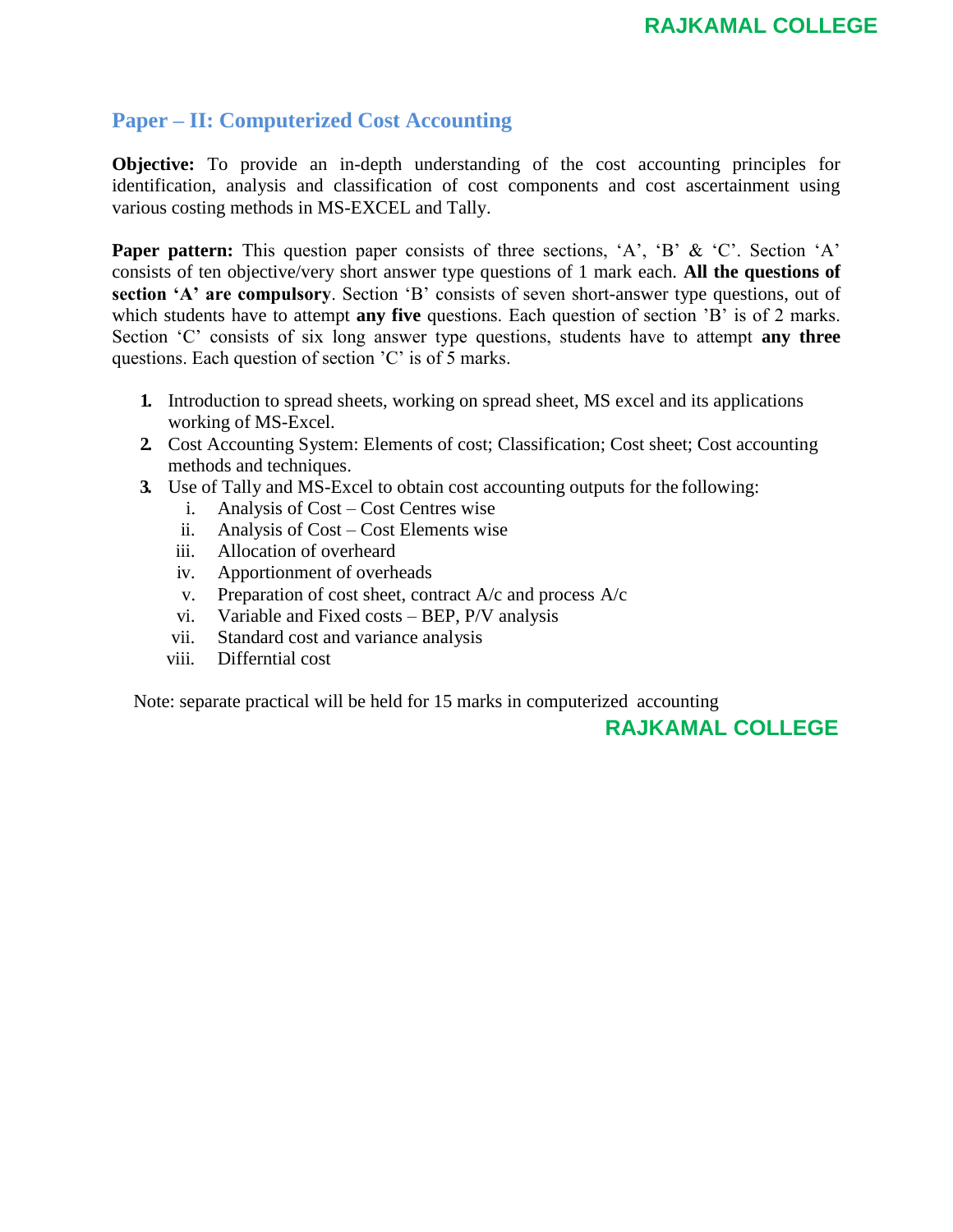## Paper – II: Computerized Cost Accounting

**Objective:** To provide an in-depth understanding of the cost accounting principles for identification, analysis and classification of cost components and cost ascertainment using various costing methods in MS-EXCEL and Tally.

**Paper pattern:** This question paper consists of three sections, 'A', 'B' & 'C'. Section 'A' consists of ten objective/very short answer type questions of 1 mark each. **All the questions of section 'A' are compulsory**. Section 'B' consists of seven short-answer type questions, out of which students have to attempt **any five** questions. Each question of section 'B' is of 2 marks. Section 'C' consists of six long answer type questions, students have to attempt **any three** questions. Each question of section 'C' is of 5 marks.

1. Introduction to spread sheets, working on spread sheet, MS excel and its applications working of MS-Excel.
2. Cost Accounting System: Elements of cost; Classification; Cost sheet; Cost accounting methods and techniques.
3. Use of Tally and MS-Excel to obtain cost accounting outputs for the following:
   - i. Analysis of Cost – Cost Centres wise
   - ii. Analysis of Cost – Cost Elements wise
   - iii. Allocation of overheard
   - iv. Apportionment of overheads
   - v. Preparation of cost sheet, contract A/c and process A/c
   - vi. Variable and Fixed costs – BEP, P/V analysis
   - vii. Standard cost and variance analysis
   - viii. Differntial cost

Note: separate practical will be held for 15 marks in computerized accounting